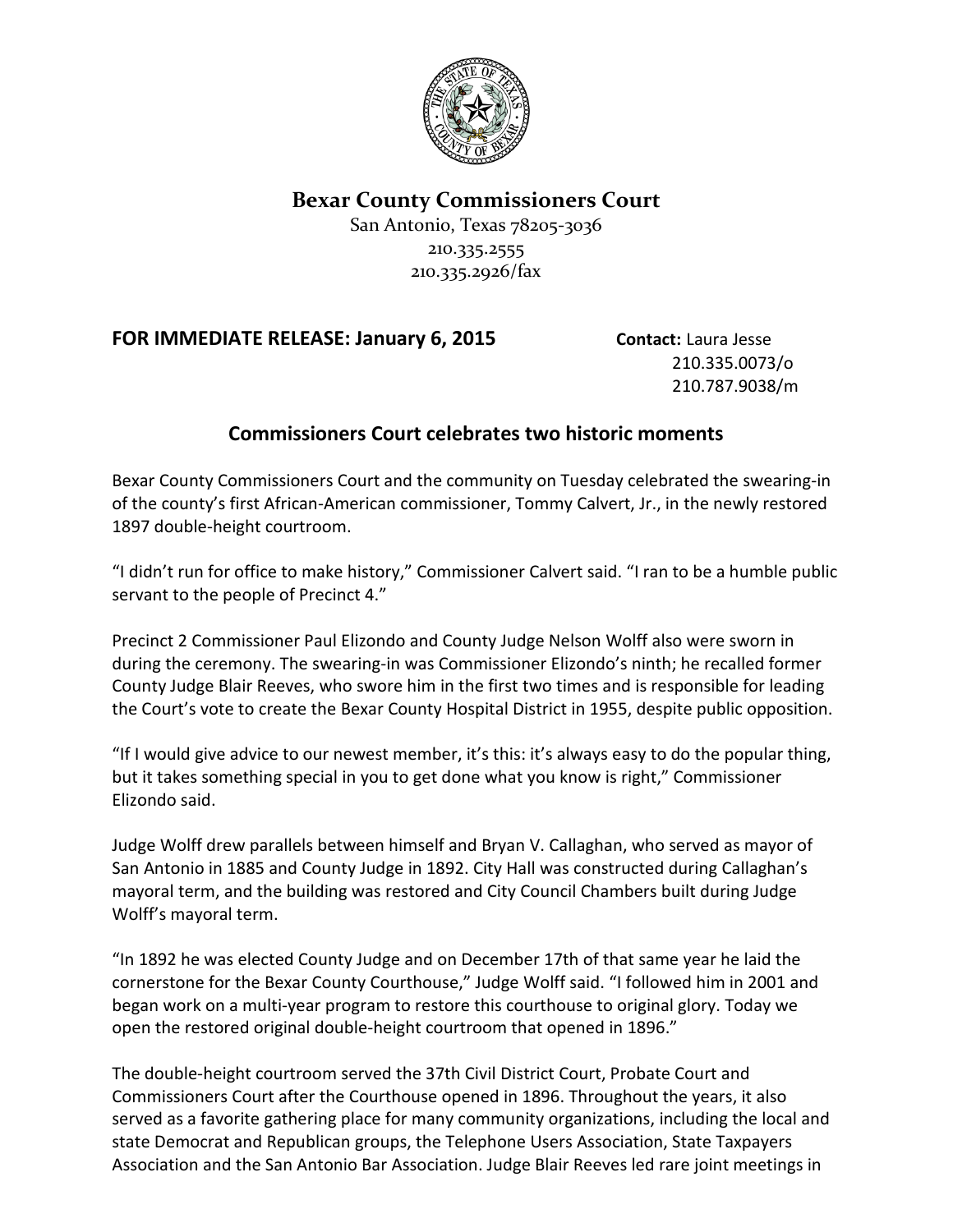# Bexar County Commissioners Court

San Antonio, Texas 78205-3036
210.335.2555
210.335.2926/fax

**FOR IMMEDIATE RELEASE: January 6, 2015**

**Contact:** Laura Jesse
210.335.0073/o
210.787.9038/m

## Commissioners Court celebrates two historic moments

Bexar County Commissioners Court and the community on Tuesday celebrated the swearing-in of the county's first African-American commissioner, Tommy Calvert, Jr., in the newly restored 1897 double-height courtroom.

"I didn't run for office to make history," Commissioner Calvert said. "I ran to be a humble public servant to the people of Precinct 4."

Precinct 2 Commissioner Paul Elizondo and County Judge Nelson Wolff also were sworn in during the ceremony. The swearing-in was Commissioner Elizondo's ninth; he recalled former County Judge Blair Reeves, who swore him in the first two times and is responsible for leading the Court's vote to create the Bexar County Hospital District in 1955, despite public opposition.

"If I would give advice to our newest member, it's this: it's always easy to do the popular thing, but it takes something special in you to get done what you know is right," Commissioner Elizondo said.

Judge Wolff drew parallels between himself and Bryan V. Callaghan, who served as mayor of San Antonio in 1885 and County Judge in 1892. City Hall was constructed during Callaghan's mayoral term, and the building was restored and City Council Chambers built during Judge Wolff's mayoral term.

"In 1892 he was elected County Judge and on December 17th of that same year he laid the cornerstone for the Bexar County Courthouse," Judge Wolff said. "I followed him in 2001 and began work on a multi-year program to restore this courthouse to original glory. Today we open the restored original double-height courtroom that opened in 1896."

The double-height courtroom served the 37th Civil District Court, Probate Court and Commissioners Court after the Courthouse opened in 1896. Throughout the years, it also served as a favorite gathering place for many community organizations, including the local and state Democrat and Republican groups, the Telephone Users Association, State Taxpayers Association and the San Antonio Bar Association. Judge Blair Reeves led rare joint meetings in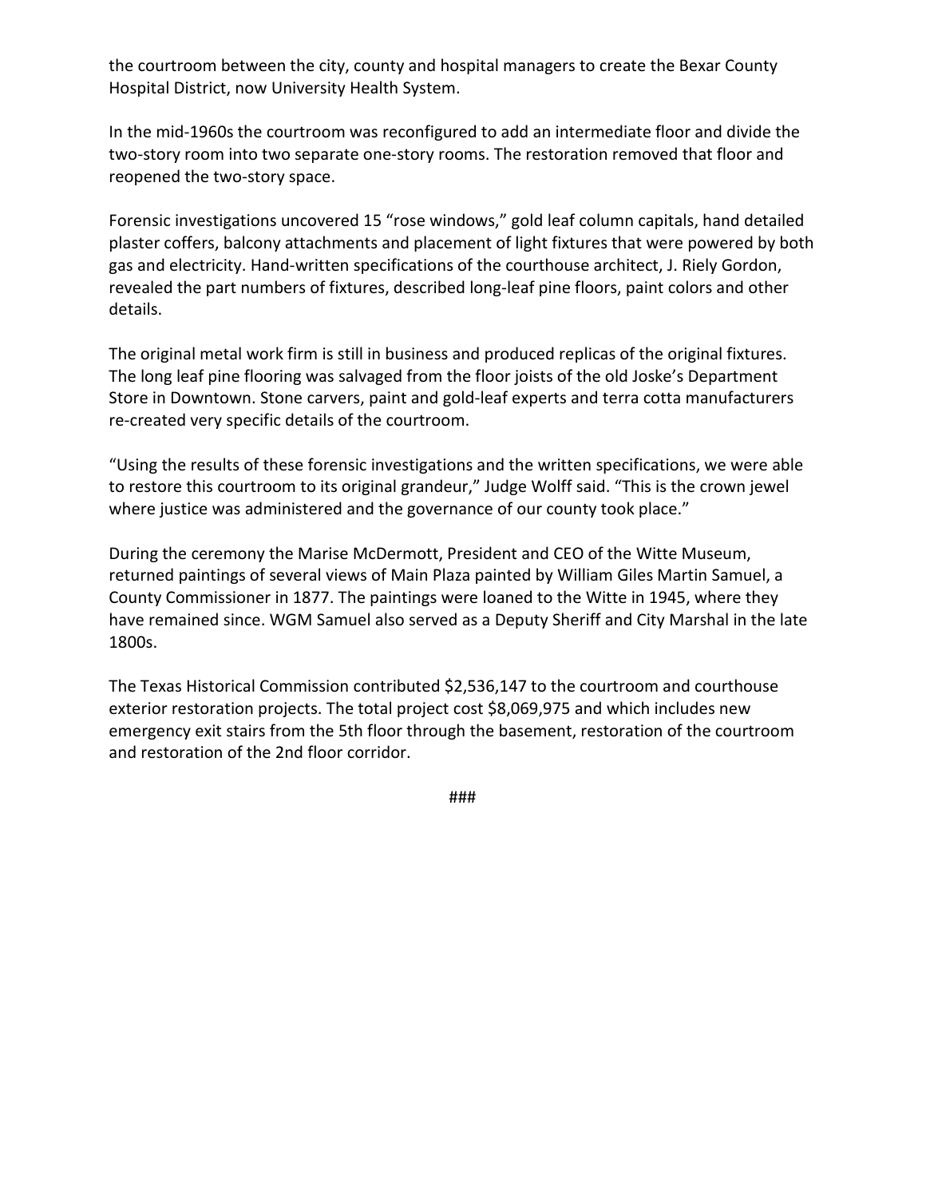the courtroom between the city, county and hospital managers to create the Bexar County Hospital District, now University Health System.

In the mid-1960s the courtroom was reconfigured to add an intermediate floor and divide the two-story room into two separate one-story rooms. The restoration removed that floor and reopened the two-story space.

Forensic investigations uncovered 15 “rose windows,” gold leaf column capitals, hand detailed plaster coffers, balcony attachments and placement of light fixtures that were powered by both gas and electricity. Hand-written specifications of the courthouse architect, J. Riely Gordon, revealed the part numbers of fixtures, described long-leaf pine floors, paint colors and other details.

The original metal work firm is still in business and produced replicas of the original fixtures. The long leaf pine flooring was salvaged from the floor joists of the old Joske’s Department Store in Downtown. Stone carvers, paint and gold-leaf experts and terra cotta manufacturers re-created very specific details of the courtroom.

“Using the results of these forensic investigations and the written specifications, we were able to restore this courtroom to its original grandeur,” Judge Wolff said. “This is the crown jewel where justice was administered and the governance of our county took place.”

During the ceremony the Marise McDermott, President and CEO of the Witte Museum, returned paintings of several views of Main Plaza painted by William Giles Martin Samuel, a County Commissioner in 1877. The paintings were loaned to the Witte in 1945, where they have remained since. WGM Samuel also served as a Deputy Sheriff and City Marshal in the late 1800s.

The Texas Historical Commission contributed $2,536,147 to the courtroom and courthouse exterior restoration projects. The total project cost $8,069,975 and which includes new emergency exit stairs from the 5th floor through the basement, restoration of the courtroom and restoration of the 2nd floor corridor.

###